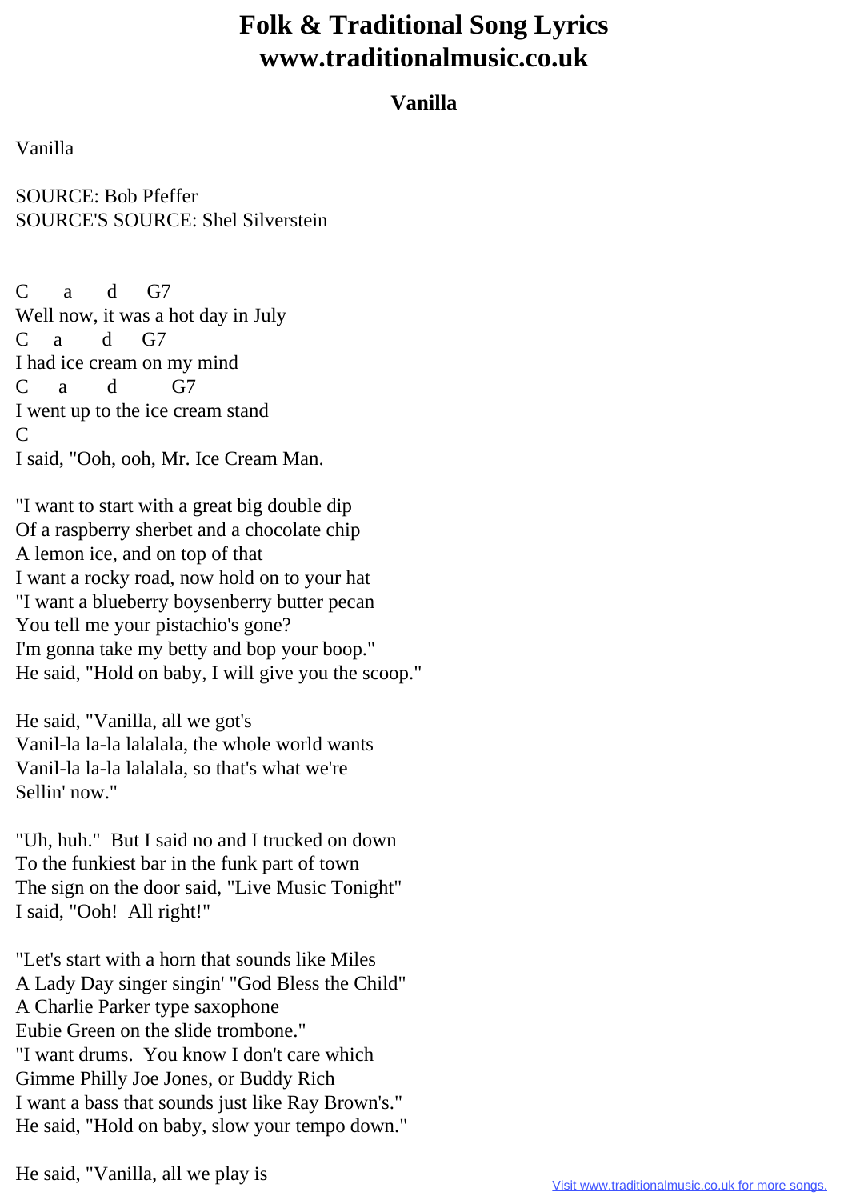# Folk & Traditional Song Lyrics
# www.traditionalmusic.co.uk

## Vanilla

Vanilla

SOURCE: Bob Pfeffer
SOURCE'S SOURCE: Shel Silverstein

```
C      a      d      G7
Well now, it was a hot day in July
C    a       d     G7
I had ice cream on my mind
C      a       d          G7
I went up to the ice cream stand
C
I said, "Ooh, ooh, Mr. Ice Cream Man.
```

"I want to start with a great big double dip
Of a raspberry sherbet and a chocolate chip
A lemon ice, and on top of that
I want a rocky road, now hold on to your hat
"I want a blueberry boysenberry butter pecan
You tell me your pistachio's gone?
I'm gonna take my betty and bop your boop."
He said, "Hold on baby, I will give you the scoop."

He said, "Vanilla, all we got's
Vanil-la la-la lalalala, the whole world wants
Vanil-la la-la lalalala, so that's what we're
Sellin' now."

"Uh, huh." But I said no and I trucked on down
To the funkiest bar in the funk part of town
The sign on the door said, "Live Music Tonight"
I said, "Ooh! All right!"

"Let's start with a horn that sounds like Miles
A Lady Day singer singin' "God Bless the Child"
A Charlie Parker type saxophone
Eubie Green on the slide trombone."
"I want drums. You know I don't care which
Gimme Philly Joe Jones, or Buddy Rich
I want a bass that sounds just like Ray Brown's."
He said, "Hold on baby, slow your tempo down."

He said, "Vanilla, all we play is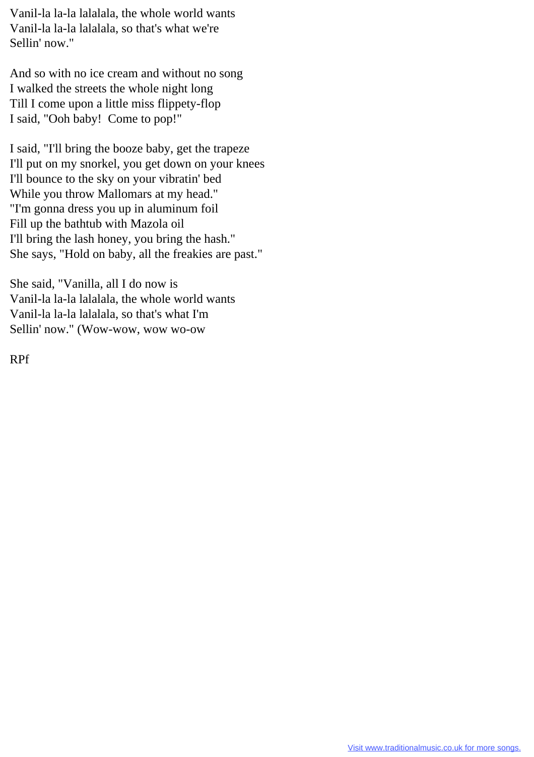Vanil-la la-la lalalala, the whole world wants
Vanil-la la-la lalalala, so that's what we're
Sellin' now."

And so with no ice cream and without no song
I walked the streets the whole night long
Till I come upon a little miss flippety-flop
I said, "Ooh baby!  Come to pop!"

I said, "I'll bring the booze baby, get the trapeze
I'll put on my snorkel, you get down on your knees
I'll bounce to the sky on your vibratin' bed
While you throw Mallomars at my head."
"I'm gonna dress you up in aluminum foil
Fill up the bathtub with Mazola oil
I'll bring the lash honey, you bring the hash."
She says, "Hold on baby, all the freakies are past."

She said, "Vanilla, all I do now is
Vanil-la la-la lalalala, the whole world wants
Vanil-la la-la lalalala, so that's what I'm
Sellin' now." (Wow-wow, wow wo-ow

RPf